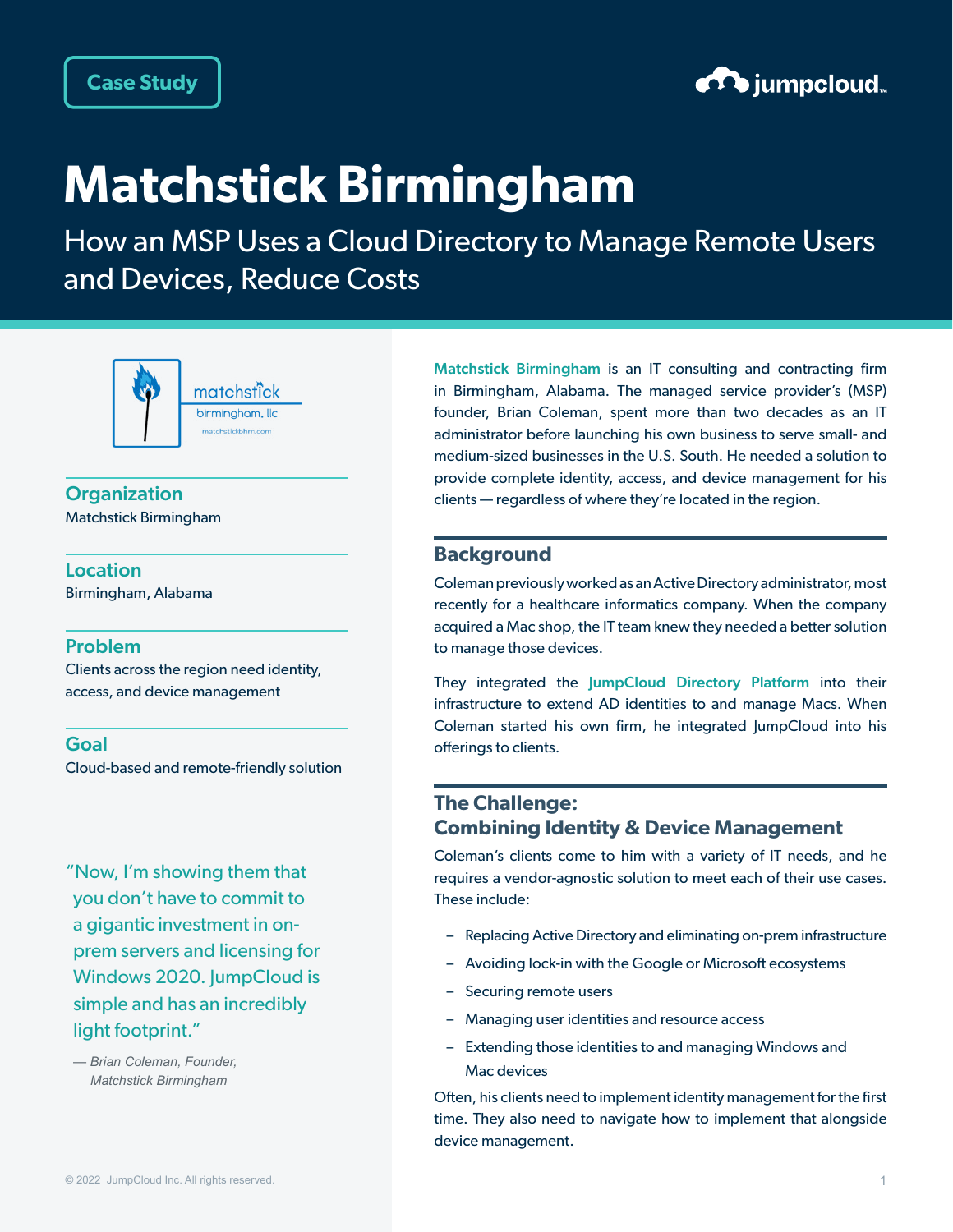Case Study

# Matchstick Birmingham

How an MSP Uses a Cloud Directory to Manage Remote Users and Devices, Reduce Costs

### Organization
Matchstick Birmingham

### Location
Birmingham, Alabama

### Problem
Clients across the region need identity, access, and device management

### Goal
Cloud-based and remote-friendly solution

> "Now, I'm showing them that you don't have to commit to a gigantic investment in on-prem servers and licensing for Windows 2020. JumpCloud is simple and has an incredibly light footprint."
>
> *— Brian Coleman, Founder, Matchstick Birmingham*

Matchstick Birmingham is an IT consulting and contracting firm in Birmingham, Alabama. The managed service provider's (MSP) founder, Brian Coleman, spent more than two decades as an IT administrator before launching his own business to serve small- and medium-sized businesses in the U.S. South. He needed a solution to provide complete identity, access, and device management for his clients — regardless of where they're located in the region.

## Background

Coleman previously worked as an Active Directory administrator, most recently for a healthcare informatics company. When the company acquired a Mac shop, the IT team knew they needed a better solution to manage those devices.

They integrated the JumpCloud Directory Platform into their infrastructure to extend AD identities to and manage Macs. When Coleman started his own firm, he integrated JumpCloud into his offerings to clients.

## The Challenge: Combining Identity & Device Management

Coleman's clients come to him with a variety of IT needs, and he requires a vendor-agnostic solution to meet each of their use cases. These include:

- Replacing Active Directory and eliminating on-prem infrastructure
- Avoiding lock-in with the Google or Microsoft ecosystems
- Securing remote users
- Managing user identities and resource access
- Extending those identities to and managing Windows and Mac devices

Often, his clients need to implement identity management for the first time. They also need to navigate how to implement that alongside device management.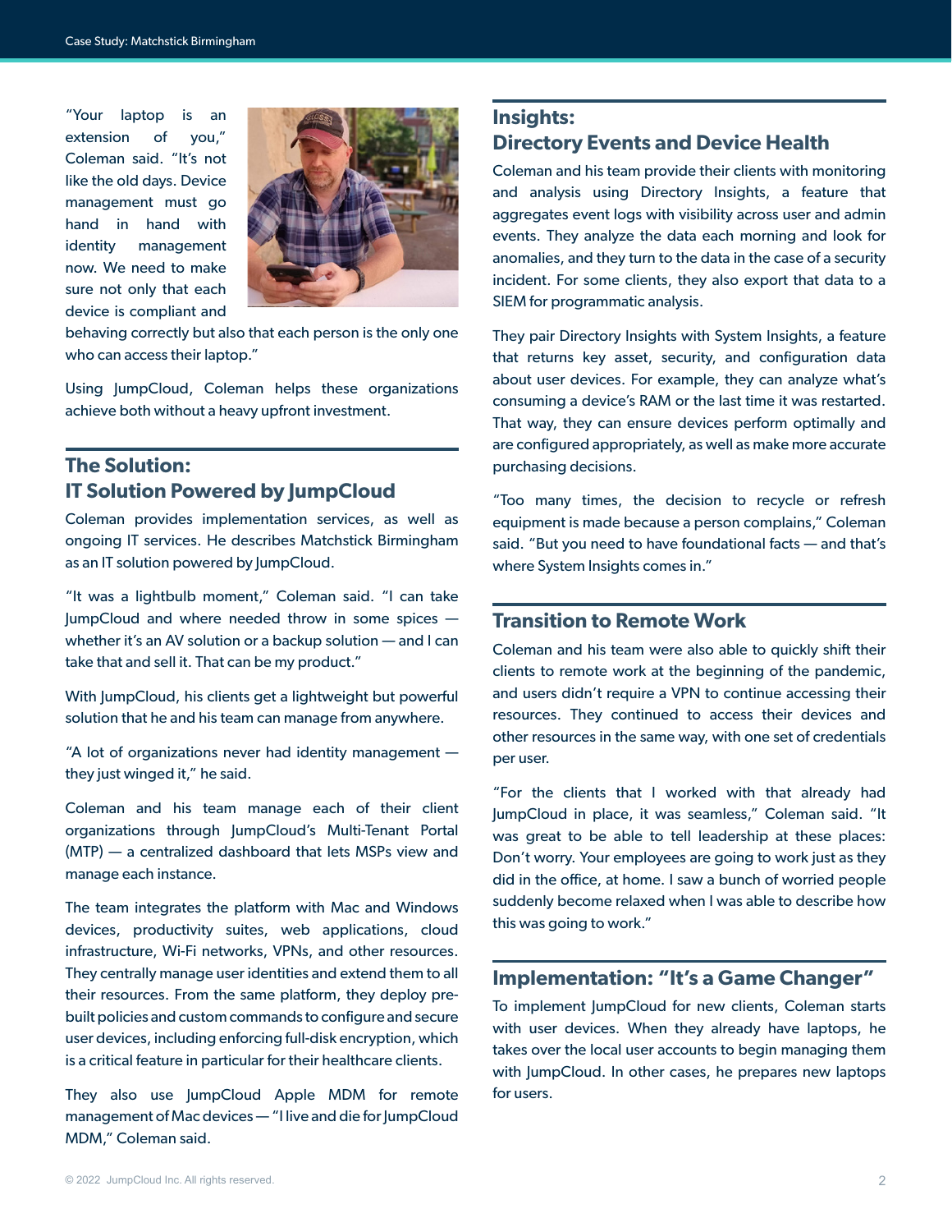"Your laptop is an extension of you," Coleman said. "It's not like the old days. Device management must go hand in hand with identity management now. We need to make sure not only that each device is compliant and behaving correctly but also that each person is the only one who can access their laptop."

Using JumpCloud, Coleman helps these organizations achieve both without a heavy upfront investment.

## The Solution: IT Solution Powered by JumpCloud

Coleman provides implementation services, as well as ongoing IT services. He describes Matchstick Birmingham as an IT solution powered by JumpCloud.

"It was a lightbulb moment," Coleman said. "I can take JumpCloud and where needed throw in some spices — whether it's an AV solution or a backup solution — and I can take that and sell it. That can be my product."

With JumpCloud, his clients get a lightweight but powerful solution that he and his team can manage from anywhere.

"A lot of organizations never had identity management — they just winged it," he said.

Coleman and his team manage each of their client organizations through JumpCloud's Multi-Tenant Portal (MTP) — a centralized dashboard that lets MSPs view and manage each instance.

The team integrates the platform with Mac and Windows devices, productivity suites, web applications, cloud infrastructure, Wi-Fi networks, VPNs, and other resources. They centrally manage user identities and extend them to all their resources. From the same platform, they deploy pre-built policies and custom commands to configure and secure user devices, including enforcing full-disk encryption, which is a critical feature in particular for their healthcare clients.

They also use JumpCloud Apple MDM for remote management of Mac devices — "I live and die for JumpCloud MDM," Coleman said.

## Insights: Directory Events and Device Health

Coleman and his team provide their clients with monitoring and analysis using Directory Insights, a feature that aggregates event logs with visibility across user and admin events. They analyze the data each morning and look for anomalies, and they turn to the data in the case of a security incident. For some clients, they also export that data to a SIEM for programmatic analysis.

They pair Directory Insights with System Insights, a feature that returns key asset, security, and configuration data about user devices. For example, they can analyze what's consuming a device's RAM or the last time it was restarted. That way, they can ensure devices perform optimally and are configured appropriately, as well as make more accurate purchasing decisions.

"Too many times, the decision to recycle or refresh equipment is made because a person complains," Coleman said. "But you need to have foundational facts — and that's where System Insights comes in."

## Transition to Remote Work

Coleman and his team were also able to quickly shift their clients to remote work at the beginning of the pandemic, and users didn't require a VPN to continue accessing their resources. They continued to access their devices and other resources in the same way, with one set of credentials per user.

"For the clients that I worked with that already had JumpCloud in place, it was seamless," Coleman said. "It was great to be able to tell leadership at these places: Don't worry. Your employees are going to work just as they did in the office, at home. I saw a bunch of worried people suddenly become relaxed when I was able to describe how this was going to work."

## Implementation: "It's a Game Changer"

To implement JumpCloud for new clients, Coleman starts with user devices. When they already have laptops, he takes over the local user accounts to begin managing them with JumpCloud. In other cases, he prepares new laptops for users.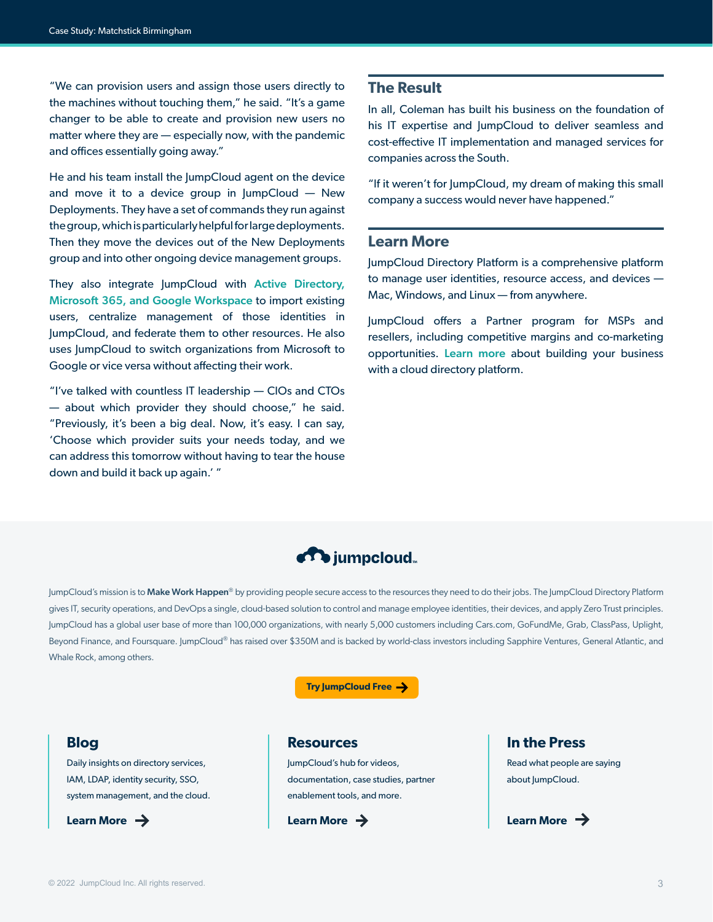"We can provision users and assign those users directly to the machines without touching them," he said. "It's a game changer to be able to create and provision new users no matter where they are — especially now, with the pandemic and offices essentially going away."

He and his team install the JumpCloud agent on the device and move it to a device group in JumpCloud — New Deployments. They have a set of commands they run against the group, which is particularly helpful for large deployments. Then they move the devices out of the New Deployments group and into other ongoing device management groups.

They also integrate JumpCloud with Active Directory, Microsoft 365, and Google Workspace to import existing users, centralize management of those identities in JumpCloud, and federate them to other resources. He also uses JumpCloud to switch organizations from Microsoft to Google or vice versa without affecting their work.

"I've talked with countless IT leadership — CIOs and CTOs — about which provider they should choose," he said. "Previously, it's been a big deal. Now, it's easy. I can say, 'Choose which provider suits your needs today, and we can address this tomorrow without having to tear the house down and build it back up again.' "

## The Result

In all, Coleman has built his business on the foundation of his IT expertise and JumpCloud to deliver seamless and cost-effective IT implementation and managed services for companies across the South.

"If it weren't for JumpCloud, my dream of making this small company a success would never have happened."

## Learn More

JumpCloud Directory Platform is a comprehensive platform to manage user identities, resource access, and devices — Mac, Windows, and Linux — from anywhere.

JumpCloud offers a Partner program for MSPs and resellers, including competitive margins and co-marketing opportunities. Learn more about building your business with a cloud directory platform.

jumpcloud

JumpCloud's mission is to **Make Work Happen**® by providing people secure access to the resources they need to do their jobs. The JumpCloud Directory Platform gives IT, security operations, and DevOps a single, cloud-based solution to control and manage employee identities, their devices, and apply Zero Trust principles. JumpCloud has a global user base of more than 100,000 organizations, with nearly 5,000 customers including Cars.com, GoFundMe, Grab, ClassPass, Uplight, Beyond Finance, and Foursquare. JumpCloud® has raised over $350M and is backed by world-class investors including Sapphire Ventures, General Atlantic, and Whale Rock, among others.

**Try JumpCloud Free →**

### Blog

Daily insights on directory services, IAM, LDAP, identity security, SSO, system management, and the cloud.

**Learn More →**

### Resources

JumpCloud's hub for videos, documentation, case studies, partner enablement tools, and more.

**Learn More →**

### In the Press

Read what people are saying about JumpCloud.

**Learn More →**

© 2022 JumpCloud Inc. All rights reserved.